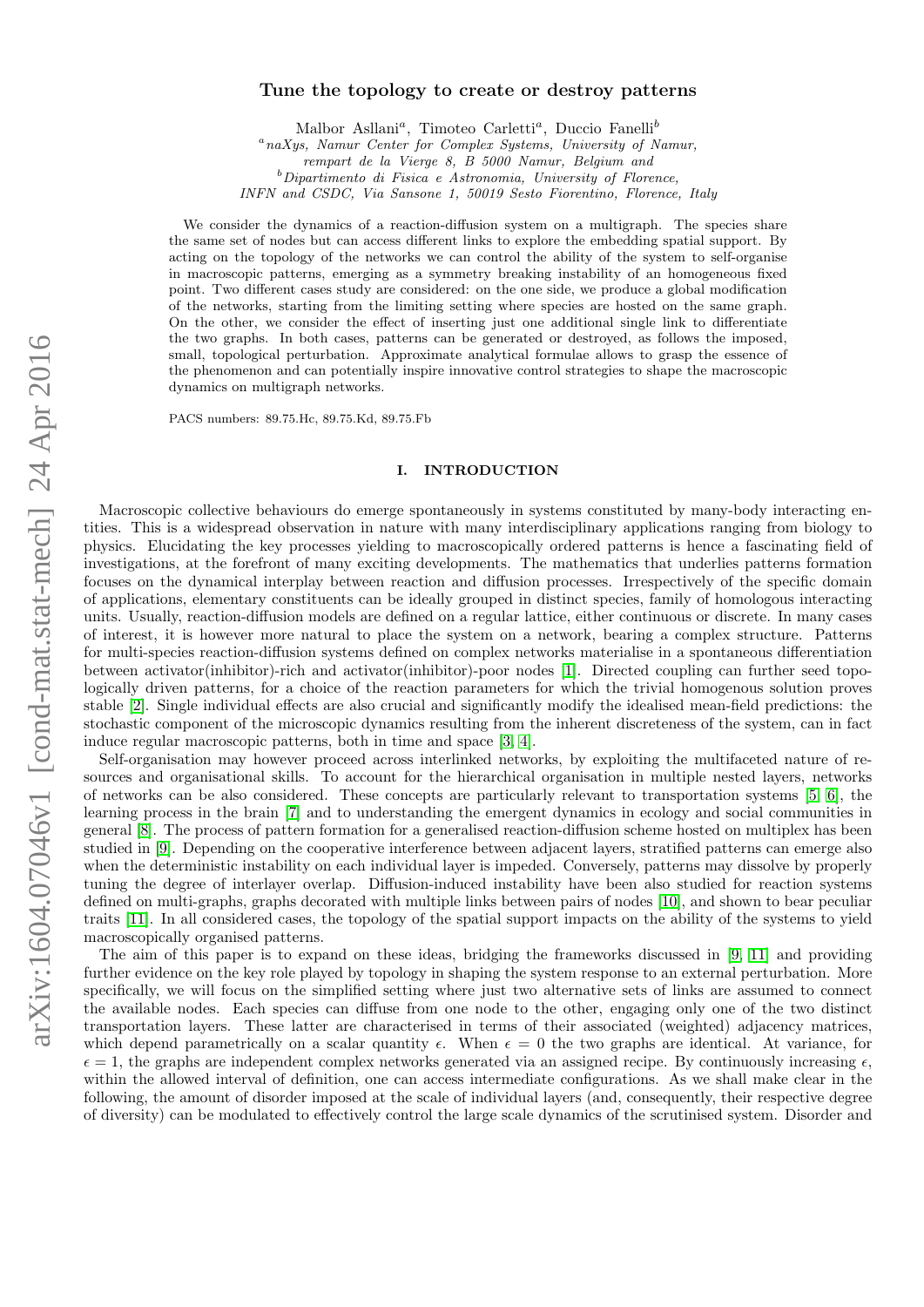# Tune the topology to create or destroy patterns

Malbor Asllani[a], Timoteo Carletti[a], Duccio Fanelli[b]

[a] *naXys, Namur Center for Complex Systems, University of Namur, rempart de la Vierge 8, B 5000 Namur, Belgium and*
[b] *Dipartimento di Fisica e Astronomia, University of Florence, INFN and CSDC, Via Sansone 1, 50019 Sesto Fiorentino, Florence, Italy*

We consider the dynamics of a reaction-diffusion system on a multigraph. The species share the same set of nodes but can access different links to explore the embedding spatial support. By acting on the topology of the networks we can control the ability of the system to self-organise in macroscopic patterns, emerging as a symmetry breaking instability of an homogeneous fixed point. Two different cases study are considered: on the one side, we produce a global modification of the networks, starting from the limiting setting where species are hosted on the same graph. On the other, we consider the effect of inserting just one additional single link to differentiate the two graphs. In both cases, patterns can be generated or destroyed, as follows the imposed, small, topological perturbation. Approximate analytical formulae allows to grasp the essence of the phenomenon and can potentially inspire innovative control strategies to shape the macroscopic dynamics on multigraph networks.

PACS numbers: 89.75.Hc, 89.75.Kd, 89.75.Fb

## I. INTRODUCTION

Macroscopic collective behaviours do emerge spontaneously in systems constituted by many-body interacting entities. This is a widespread observation in nature with many interdisciplinary applications ranging from biology to physics. Elucidating the key processes yielding to macroscopically ordered patterns is hence a fascinating field of investigations, at the forefront of many exciting developments. The mathematics that underlies patterns formation focuses on the dynamical interplay between reaction and diffusion processes. Irrespectively of the specific domain of applications, elementary constituents can be ideally grouped in distinct species, family of homologous interacting units. Usually, reaction-diffusion models are defined on a regular lattice, either continuous or discrete. In many cases of interest, it is however more natural to place the system on a network, bearing a complex structure. Patterns for multi-species reaction-diffusion systems defined on complex networks materialise in a spontaneous differentiation between activator(inhibitor)-rich and activator(inhibitor)-poor nodes [1]. Directed coupling can further seed topologically driven patterns, for a choice of the reaction parameters for which the trivial homogenous solution proves stable [2]. Single individual effects are also crucial and significantly modify the idealised mean-field predictions: the stochastic component of the microscopic dynamics resulting from the inherent discreteness of the system, can in fact induce regular macroscopic patterns, both in time and space [3, 4].

Self-organisation may however proceed across interlinked networks, by exploiting the multifaceted nature of resources and organisational skills. To account for the hierarchical organisation in multiple nested layers, networks of networks can be also considered. These concepts are particularly relevant to transportation systems [5, 6], the learning process in the brain [7] and to understanding the emergent dynamics in ecology and social communities in general [8]. The process of pattern formation for a generalised reaction-diffusion scheme hosted on multiplex has been studied in [9]. Depending on the cooperative interference between adjacent layers, stratified patterns can emerge also when the deterministic instability on each individual layer is impeded. Conversely, patterns may dissolve by properly tuning the degree of interlayer overlap. Diffusion-induced instability have been also studied for reaction systems defined on multi-graphs, graphs decorated with multiple links between pairs of nodes [10], and shown to bear peculiar traits [11]. In all considered cases, the topology of the spatial support impacts on the ability of the systems to yield macroscopically organised patterns.

The aim of this paper is to expand on these ideas, bridging the frameworks discussed in [9, 11] and providing further evidence on the key role played by topology in shaping the system response to an external perturbation. More specifically, we will focus on the simplified setting where just two alternative sets of links are assumed to connect the available nodes. Each species can diffuse from one node to the other, engaging only one of the two distinct transportation layers. These latter are characterised in terms of their associated (weighted) adjacency matrices, which depend parametrically on a scalar quantity $\epsilon$. When $\epsilon = 0$ the two graphs are identical. At variance, for $\epsilon = 1$, the graphs are independent complex networks generated via an assigned recipe. By continuously increasing $\epsilon$, within the allowed interval of definition, one can access intermediate configurations. As we shall make clear in the following, the amount of disorder imposed at the scale of individual layers (and, consequently, their respective degree of diversity) can be modulated to effectively control the large scale dynamics of the scrutinised system. Disorder and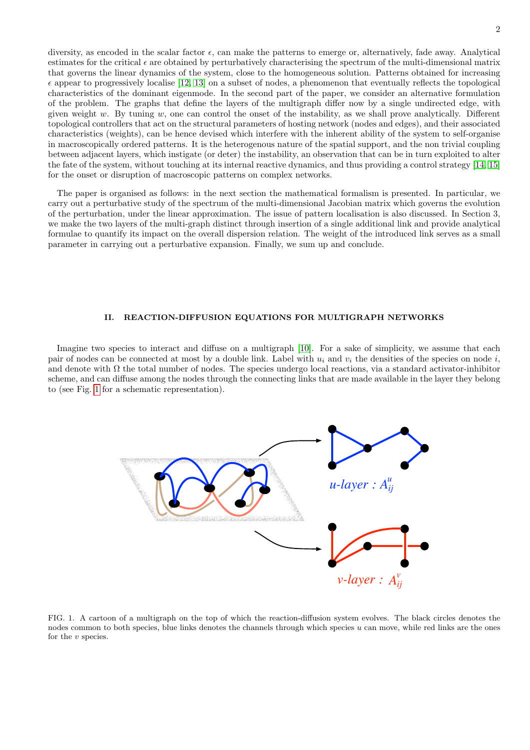diversity, as encoded in the scalar factor $\epsilon$, can make the patterns to emerge or, alternatively, fade away. Analytical estimates for the critical $\epsilon$ are obtained by perturbatively characterising the spectrum of the multi-dimensional matrix that governs the linear dynamics of the system, close to the homogeneous solution. Patterns obtained for increasing $\epsilon$ appear to progressively localise [12, 13] on a subset of nodes, a phenomenon that eventually reflects the topological characteristics of the dominant eigenmode. In the second part of the paper, we consider an alternative formulation of the problem. The graphs that define the layers of the multigraph differ now by a single undirected edge, with given weight $w$. By tuning $w$, one can control the onset of the instability, as we shall prove analytically. Different topological controllers that act on the structural parameters of hosting network (nodes and edges), and their associated characteristics (weights), can be hence devised which interfere with the inherent ability of the system to self-organise in macroscopically ordered patterns. It is the heterogenous nature of the spatial support, and the non trivial coupling between adjacent layers, which instigate (or deter) the instability, an observation that can be in turn exploited to alter the fate of the system, without touching at its internal reactive dynamics, and thus providing a control strategy [14, 15] for the onset or disruption of macroscopic patterns on complex networks.

The paper is organised as follows: in the next section the mathematical formalism is presented. In particular, we carry out a perturbative study of the spectrum of the multi-dimensional Jacobian matrix which governs the evolution of the perturbation, under the linear approximation. The issue of pattern localisation is also discussed. In Section 3, we make the two layers of the multi-graph distinct through insertion of a single additional link and provide analytical formulae to quantify its impact on the overall dispersion relation. The weight of the introduced link serves as a small parameter in carrying out a perturbative expansion. Finally, we sum up and conclude.

## II. REACTION-DIFFUSION EQUATIONS FOR MULTIGRAPH NETWORKS

Imagine two species to interact and diffuse on a multigraph [10]. For a sake of simplicity, we assume that each pair of nodes can be connected at most by a double link. Label with $u_i$ and $v_i$ the densities of the species on node $i$, and denote with $\Omega$ the total number of nodes. The species undergo local reactions, via a standard activator-inhibitor scheme, and can diffuse among the nodes through the connecting links that are made available in the layer they belong to (see Fig. 1 for a schematic representation).

*u-layer* : $A^u_{ij}$

*v-layer* : $A^v_{ij}$

FIG. 1. A cartoon of a multigraph on the top of which the reaction-diffusion system evolves. The black circles denotes the nodes common to both species, blue links denotes the channels through which species $u$ can move, while red links are the ones for the $v$ species.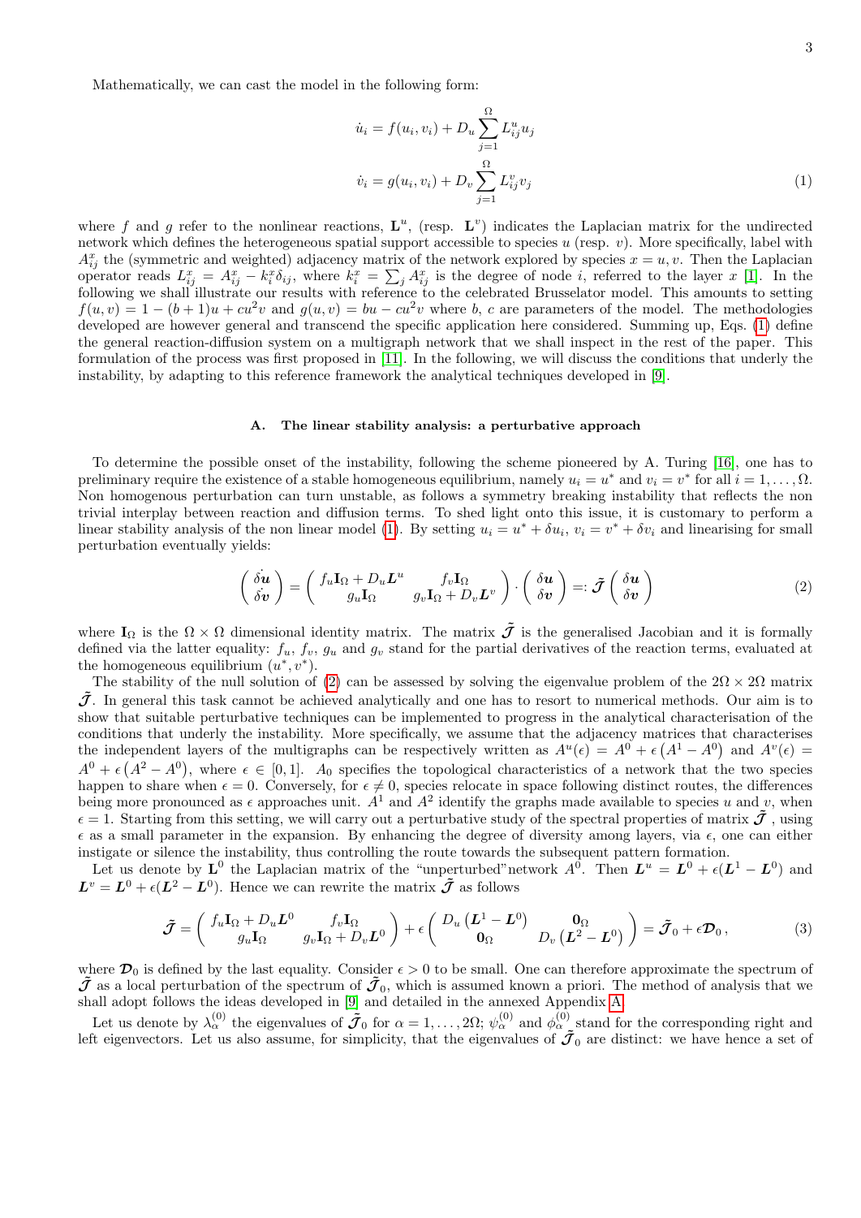Mathematically, we can cast the model in the following form:

$$
\begin{aligned}
\dot{u}_i &= f(u_i, v_i) + D_u \sum_{j=1}^{\Omega} L^u_{ij} u_j \\
\dot{v}_i &= g(u_i, v_i) + D_v \sum_{j=1}^{\Omega} L^v_{ij} v_j
\end{aligned} \tag{1}
$$

where $f$ and $g$ refer to the nonlinear reactions, $\mathbf{L}^u$, (resp. $\mathbf{L}^v$) indicates the Laplacian matrix for the undirected network which defines the heterogeneous spatial support accessible to species $u$ (resp. $v$). More specifically, label with $A^x_{ij}$ the (symmetric and weighted) adjacency matrix of the network explored by species $x = u, v$. Then the Laplacian operator reads $L^x_{ij} = A^x_{ij} - k^x_i \delta_{ij}$, where $k^x_i = \sum_j A^x_{ij}$ is the degree of node $i$, referred to the layer $x$ [1]. In the following we shall illustrate our results with reference to the celebrated Brusselator model. This amounts to setting $f(u, v) = 1 - (b+1)u + cu^2 v$ and $g(u, v) = bu - cu^2 v$ where $b$, $c$ are parameters of the model. The methodologies developed are however general and transcend the specific application here considered. Summing up, Eqs. (1) define the general reaction-diffusion system on a multigraph network that we shall inspect in the rest of the paper. This formulation of the process was first proposed in [11]. In the following, we will discuss the conditions that underly the instability, by adapting to this reference framework the analytical techniques developed in [9].

### A. The linear stability analysis: a perturbative approach

To determine the possible onset of the instability, following the scheme pioneered by A. Turing [16], one has to preliminary require the existence of a stable homogeneous equilibrium, namely $u_i = u^*$ and $v_i = v^*$ for all $i = 1, \ldots, \Omega$. Non homogenous perturbation can turn unstable, as follows a symmetry breaking instability that reflects the non trivial interplay between reaction and diffusion terms. To shed light onto this issue, it is customary to perform a linear stability analysis of the non linear model (1). By setting $u_i = u^* + \delta u_i$, $v_i = v^* + \delta v_i$ and linearising for small perturbation eventually yields:

$$
\begin{pmatrix} \dot{\delta \boldsymbol{u}} \\ \dot{\delta \boldsymbol{v}} \end{pmatrix} = \begin{pmatrix} f_u \mathbf{I}_\Omega + D_u \boldsymbol{L}^u & f_v \mathbf{I}_\Omega \\ g_u \mathbf{I}_\Omega & g_v \mathbf{I}_\Omega + D_v \boldsymbol{L}^v \end{pmatrix} \cdot \begin{pmatrix} \delta \boldsymbol{u} \\ \delta \boldsymbol{v} \end{pmatrix} =: \tilde{\boldsymbol{\mathcal{J}}} \begin{pmatrix} \delta \boldsymbol{u} \\ \delta \boldsymbol{v} \end{pmatrix} \tag{2}
$$

where $\mathbf{I}_\Omega$ is the $\Omega \times \Omega$ dimensional identity matrix. The matrix $\tilde{\boldsymbol{\mathcal{J}}}$ is the generalised Jacobian and it is formally defined via the latter equality: $f_u$, $f_v$, $g_u$ and $g_v$ stand for the partial derivatives of the reaction terms, evaluated at the homogeneous equilibrium $(u^*, v^*)$.

The stability of the null solution of (2) can be assessed by solving the eigenvalue problem of the $2\Omega \times 2\Omega$ matrix $\tilde{\boldsymbol{\mathcal{J}}}$. In general this task cannot be achieved analytically and one has to resort to numerical methods. Our aim is to show that suitable perturbative techniques can be implemented to progress in the analytical characterisation of the conditions that underly the instability. More specifically, we assume that the adjacency matrices that characterises the independent layers of the multigraphs can be respectively written as $A^u(\epsilon) = A^0 + \epsilon \left(A^1 - A^0\right)$ and $A^v(\epsilon) = A^0 + \epsilon \left(A^2 - A^0\right)$, where $\epsilon \in [0, 1]$. $A_0$ specifies the topological characteristics of a network that the two species happen to share when $\epsilon = 0$. Conversely, for $\epsilon \neq 0$, species relocate in space following distinct routes, the differences being more pronounced as $\epsilon$ approaches unit. $A^1$ and $A^2$ identify the graphs made available to species $u$ and $v$, when $\epsilon = 1$. Starting from this setting, we will carry out a perturbative study of the spectral properties of matrix $\tilde{\boldsymbol{\mathcal{J}}}$ , using $\epsilon$ as a small parameter in the expansion. By enhancing the degree of diversity among layers, via $\epsilon$, one can either instigate or silence the instability, thus controlling the route towards the subsequent pattern formation.

Let us denote by $\mathbf{L}^0$ the Laplacian matrix of the "unperturbed"network $A^0$. Then $\boldsymbol{L}^u = \boldsymbol{L}^0 + \epsilon(\boldsymbol{L}^1 - \boldsymbol{L}^0)$ and $\boldsymbol{L}^v = \boldsymbol{L}^0 + \epsilon(\boldsymbol{L}^2 - \boldsymbol{L}^0)$. Hence we can rewrite the matrix $\tilde{\boldsymbol{\mathcal{J}}}$ as follows

$$
\tilde{\boldsymbol{\mathcal{J}}} = \begin{pmatrix} f_u \mathbf{I}_\Omega + D_u \boldsymbol{L}^0 & f_v \mathbf{I}_\Omega \\ g_u \mathbf{I}_\Omega & g_v \mathbf{I}_\Omega + D_v \boldsymbol{L}^0 \end{pmatrix} + \epsilon \begin{pmatrix} D_u \left(\boldsymbol{L}^1 - \boldsymbol{L}^0\right) & \mathbf{0}_\Omega \\ \mathbf{0}_\Omega & D_v \left(\boldsymbol{L}^2 - \boldsymbol{L}^0\right) \end{pmatrix} = \tilde{\boldsymbol{\mathcal{J}}}_0 + \epsilon \boldsymbol{\mathcal{D}}_0 \,, \tag{3}
$$

where $\boldsymbol{\mathcal{D}}_0$ is defined by the last equality. Consider $\epsilon > 0$ to be small. One can therefore approximate the spectrum of $\tilde{\boldsymbol{\mathcal{J}}}$ as a local perturbation of the spectrum of $\tilde{\boldsymbol{\mathcal{J}}}_0$, which is assumed known a priori. The method of analysis that we shall adopt follows the ideas developed in [9] and detailed in the annexed Appendix A.

Let us denote by $\lambda^{(0)}_\alpha$ the eigenvalues of $\tilde{\boldsymbol{\mathcal{J}}}_0$ for $\alpha = 1, \ldots, 2\Omega$; $\psi^{(0)}_\alpha$ and $\phi^{(0)}_\alpha$ stand for the corresponding right and left eigenvectors. Let us also assume, for simplicity, that the eigenvalues of $\tilde{\boldsymbol{\mathcal{J}}}_0$ are distinct: we have hence a set of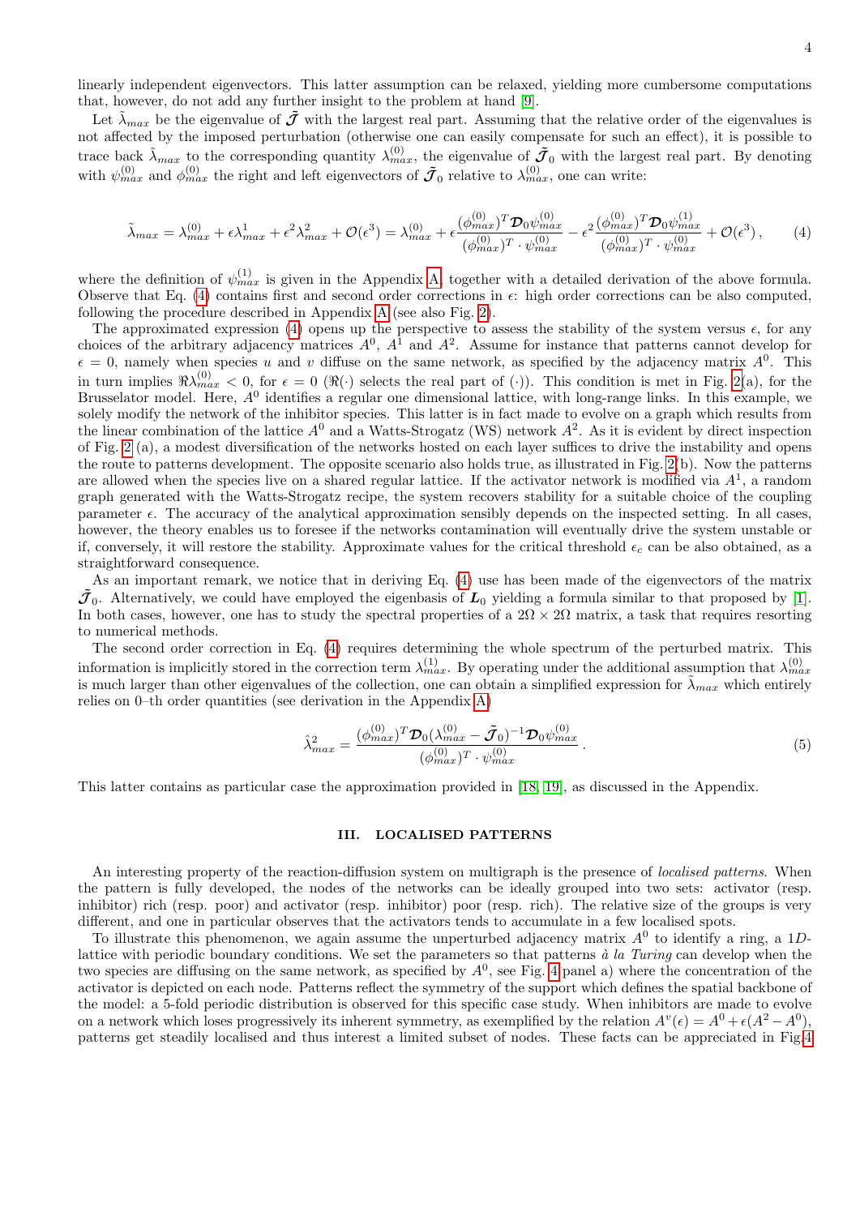linearly independent eigenvectors. This latter assumption can be relaxed, yielding more cumbersome computations that, however, do not add any further insight to the problem at hand [9].

Let $\tilde{\lambda}_{max}$ be the eigenvalue of $\tilde{\mathcal{J}}$ with the largest real part. Assuming that the relative order of the eigenvalues is not affected by the imposed perturbation (otherwise one can easily compensate for such an effect), it is possible to trace back $\tilde{\lambda}_{max}$ to the corresponding quantity $\lambda^{(0)}_{max}$, the eigenvalue of $\tilde{\mathcal{J}}_0$ with the largest real part. By denoting with $\psi^{(0)}_{max}$ and $\phi^{(0)}_{max}$ the right and left eigenvectors of $\tilde{\mathcal{J}}_0$ relative to $\lambda^{(0)}_{max}$, one can write:

$$\tilde{\lambda}_{max} = \lambda^{(0)}_{max} + \epsilon\lambda^{1}_{max} + \epsilon^2\lambda^{2}_{max} + \mathcal{O}(\epsilon^3) = \lambda^{(0)}_{max} + \epsilon\frac{(\phi^{(0)}_{max})^T\boldsymbol{\mathcal{D}}_0\psi^{(0)}_{max}}{(\phi^{(0)}_{max})^T\cdot\psi^{(0)}_{max}} - \epsilon^2\frac{(\phi^{(0)}_{max})^T\boldsymbol{\mathcal{D}}_0\psi^{(1)}_{max}}{(\phi^{(0)}_{max})^T\cdot\psi^{(0)}_{max}} + \mathcal{O}(\epsilon^3)\,, \qquad (4)$$

where the definition of $\psi^{(1)}_{max}$ is given in the Appendix A, together with a detailed derivation of the above formula. Observe that Eq. (4) contains first and second order corrections in $\epsilon$: high order corrections can be also computed, following the procedure described in Appendix A (see also Fig. 2).

The approximated expression (4) opens up the perspective to assess the stability of the system versus $\epsilon$, for any choices of the arbitrary adjacency matrices $A^0$, $A^1$ and $A^2$. Assume for instance that patterns cannot develop for $\epsilon = 0$, namely when species $u$ and $v$ diffuse on the same network, as specified by the adjacency matrix $A^0$. This in turn implies $\Re\lambda^{(0)}_{max} < 0$, for $\epsilon = 0$ ($\Re(\cdot)$ selects the real part of $(\cdot)$). This condition is met in Fig. 2(a), for the Brusselator model. Here, $A^0$ identifies a regular one dimensional lattice, with long-range links. In this example, we solely modify the network of the inhibitor species. This latter is in fact made to evolve on a graph which results from the linear combination of the lattice $A^0$ and a Watts-Strogatz (WS) network $A^2$. As it is evident by direct inspection of Fig. 2 (a), a modest diversification of the networks hosted on each layer suffices to drive the instability and opens the route to patterns development. The opposite scenario also holds true, as illustrated in Fig. 2(b). Now the patterns are allowed when the species live on a shared regular lattice. If the activator network is modified via $A^1$, a random graph generated with the Watts-Strogatz recipe, the system recovers stability for a suitable choice of the coupling parameter $\epsilon$. The accuracy of the analytical approximation sensibly depends on the inspected setting. In all cases, however, the theory enables us to foresee if the networks contamination will eventually drive the system unstable or if, conversely, it will restore the stability. Approximate values for the critical threshold $\epsilon_c$ can be also obtained, as a straightforward consequence.

As an important remark, we notice that in deriving Eq. (4) use has been made of the eigenvectors of the matrix $\tilde{\mathcal{J}}_0$. Alternatively, we could have employed the eigenbasis of $\boldsymbol{L}_0$ yielding a formula similar to that proposed by [1]. In both cases, however, one has to study the spectral properties of a $2\Omega \times 2\Omega$ matrix, a task that requires resorting to numerical methods.

The second order correction in Eq. (4) requires determining the whole spectrum of the perturbed matrix. This information is implicitly stored in the correction term $\lambda^{(1)}_{max}$. By operating under the additional assumption that $\lambda^{(0)}_{max}$ is much larger than other eigenvalues of the collection, one can obtain a simplified expression for $\tilde{\lambda}_{max}$ which entirely relies on 0–th order quantities (see derivation in the Appendix A)

$$\hat{\lambda}^2_{max} = \frac{(\phi^{(0)}_{max})^T\boldsymbol{\mathcal{D}}_0(\lambda^{(0)}_{max} - \tilde{\mathcal{J}}_0)^{-1}\boldsymbol{\mathcal{D}}_0\psi^{(0)}_{max}}{(\phi^{(0)}_{max})^T\cdot\psi^{(0)}_{max}}\,. \qquad (5)$$

This latter contains as particular case the approximation provided in [18, 19], as discussed in the Appendix.

## III. LOCALISED PATTERNS

An interesting property of the reaction-diffusion system on multigraph is the presence of *localised patterns*. When the pattern is fully developed, the nodes of the networks can be ideally grouped into two sets: activator (resp. inhibitor) rich (resp. poor) and activator (resp. inhibitor) poor (resp. rich). The relative size of the groups is very different, and one in particular observes that the activators tends to accumulate in a few localised spots.

To illustrate this phenomenon, we again assume the unperturbed adjacency matrix $A^0$ to identify a ring, a $1D$-lattice with periodic boundary conditions. We set the parameters so that patterns *à la Turing* can develop when the two species are diffusing on the same network, as specified by $A^0$, see Fig. 4 panel a) where the concentration of the activator is depicted on each node. Patterns reflect the symmetry of the support which defines the spatial backbone of the model: a 5-fold periodic distribution is observed for this specific case study. When inhibitors are made to evolve on a network which loses progressively its inherent symmetry, as exemplified by the relation $A^v(\epsilon) = A^0 + \epsilon(A^2 - A^0)$, patterns get steadily localised and thus interest a limited subset of nodes. These facts can be appreciated in Fig.4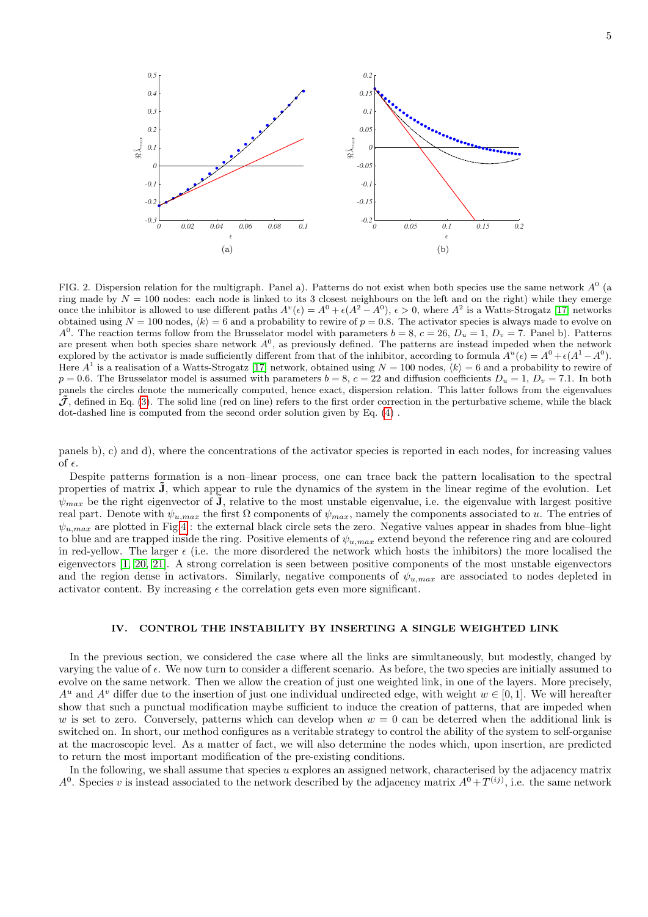FIG. 2. Dispersion relation for the multigraph. Panel a). Patterns do not exist when both species use the same network $A^0$ (a ring made by $N = 100$ nodes: each node is linked to its 3 closest neighbours on the left and on the right) while they emerge once the inhibitor is allowed to use different paths $A^v(\epsilon) = A^0 + \epsilon(A^2 - A^0)$, $\epsilon > 0$, where $A^2$ is a Watts-Strogatz [17] networks obtained using $N = 100$ nodes, $\langle k \rangle = 6$ and a probability to rewire of $p = 0.8$. The activator species is always made to evolve on $A^0$. The reaction terms follow from the Brusselator model with parameters $b = 8$, $c = 26$, $D_u = 1$, $D_v = 7$. Panel b). Patterns are present when both species share network $A^0$, as previously defined. The patterns are instead impeded when the network explored by the activator is made sufficiently different from that of the inhibitor, according to formula $A^u(\epsilon) = A^0 + \epsilon(A^1 - A^0)$. Here $A^1$ is a realisation of a Watts-Strogatz [17] network, obtained using $N = 100$ nodes, $\langle k \rangle = 6$ and a probability to rewire of $p = 0.6$. The Brusselator model is assumed with parameters $b = 8$, $c = 22$ and diffusion coefficients $D_u = 1$, $D_v = 7.1$. In both panels the circles denote the numerically computed, hence exact, dispersion relation. This latter follows from the eigenvalues $\tilde{\mathcal{J}}$, defined in Eq. (3). The solid line (red on line) refers to the first order correction in the perturbative scheme, while the black dot-dashed line is computed from the second order solution given by Eq. (4) .

panels b), c) and d), where the concentrations of the activator species is reported in each nodes, for increasing values of $\epsilon$.

Despite patterns formation is a non–linear process, one can trace back the pattern localisation to the spectral properties of matrix $\tilde{\mathbf{J}}$, which appear to rule the dynamics of the system in the linear regime of the evolution. Let $\psi_{max}$ be the right eigenvector of $\tilde{\mathbf{J}}$, relative to the most unstable eigenvalue, i.e. the eigenvalue with largest positive real part. Denote with $\psi_{u,max}$ the first $\Omega$ components of $\psi_{max}$, namely the components associated to $u$. The entries of $\psi_{u,max}$ are plotted in Fig 4: the external black circle sets the zero. Negative values appear in shades from blue–light to blue and are trapped inside the ring. Positive elements of $\psi_{u,max}$ extend beyond the reference ring and are coloured in red-yellow. The larger $\epsilon$ (i.e. the more disordered the network which hosts the inhibitors) the more localised the eigenvectors [1, 20, 21]. A strong correlation is seen between positive components of the most unstable eigenvectors and the region dense in activators. Similarly, negative components of $\psi_{u,max}$ are associated to nodes depleted in activator content. By increasing $\epsilon$ the correlation gets even more significant.

## IV. CONTROL THE INSTABILITY BY INSERTING A SINGLE WEIGHTED LINK

In the previous section, we considered the case where all the links are simultaneously, but modestly, changed by varying the value of $\epsilon$. We now turn to consider a different scenario. As before, the two species are initially assumed to evolve on the same network. Then we allow the creation of just one weighted link, in one of the layers. More precisely, $A^u$ and $A^v$ differ due to the insertion of just one individual undirected edge, with weight $w \in [0, 1]$. We will hereafter show that such a punctual modification maybe sufficient to induce the creation of patterns, that are impeded when $w$ is set to zero. Conversely, patterns which can develop when $w = 0$ can be deterred when the additional link is switched on. In short, our method configures as a veritable strategy to control the ability of the system to self-organise at the macroscopic level. As a matter of fact, we will also determine the nodes which, upon insertion, are predicted to return the most important modification of the pre-existing conditions.

In the following, we shall assume that species $u$ explores an assigned network, characterised by the adjacency matrix $A^0$. Species $v$ is instead associated to the network described by the adjacency matrix $A^0 + T^{(ij)}$, i.e. the same network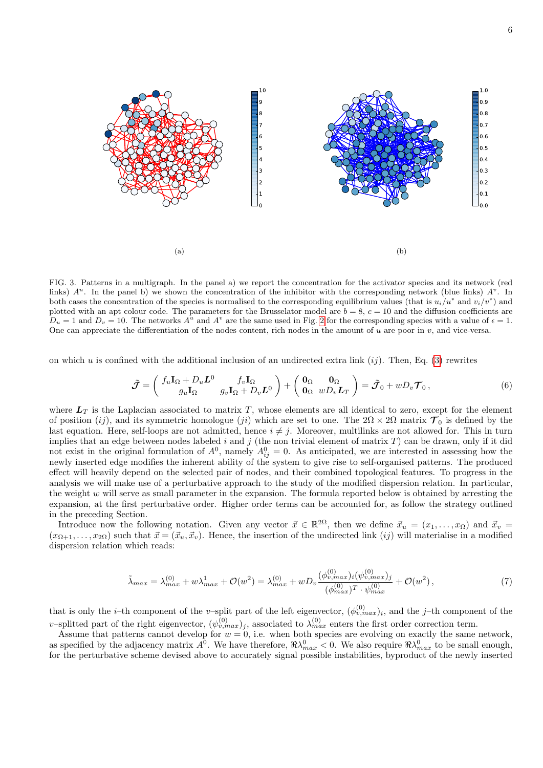(a)

(b)

FIG. 3. Patterns in a multigraph. In the panel a) we report the concentration for the activator species and its network (red links) $A^u$. In the panel b) we shown the concentration of the inhibitor with the corresponding network (blue links) $A^v$. In both cases the concentration of the species is normalised to the corresponding equilibrium values (that is $u_i/u^*$ and $v_i/v^*$) and plotted with an apt colour code. The parameters for the Brusselator model are $b = 8$, $c = 10$ and the diffusion coefficients are $D_u = 1$ and $D_v = 10$. The networks $A^u$ and $A^v$ are the same used in Fig. 2 for the corresponding species with a value of $\epsilon = 1$. One can appreciate the differentiation of the nodes content, rich nodes in the amount of $u$ are poor in $v$, and vice-versa.

on which $u$ is confined with the additional inclusion of an undirected extra link $(ij)$. Then, Eq. (3) rewrites

$$\tilde{\boldsymbol{\mathcal{J}}} = \begin{pmatrix} f_u \mathbf{I}_\Omega + D_u \boldsymbol{L}^0 & f_v \mathbf{I}_\Omega \\ g_u \mathbf{I}_\Omega & g_v \mathbf{I}_\Omega + D_v \boldsymbol{L}^0 \end{pmatrix} + \begin{pmatrix} \mathbf{0}_\Omega & \mathbf{0}_\Omega \\ \mathbf{0}_\Omega & w D_v \boldsymbol{L}_T \end{pmatrix} = \tilde{\boldsymbol{\mathcal{J}}}_0 + w D_v \boldsymbol{\mathcal{T}}_0 \,, \tag{6}$$

where $\boldsymbol{L}_T$ is the Laplacian associated to matrix $T$, whose elements are all identical to zero, except for the element of position $(ij)$, and its symmetric homologue $(ji)$ which are set to one. The $2\Omega \times 2\Omega$ matrix $\boldsymbol{\mathcal{T}}_0$ is defined by the last equation. Here, self-loops are not admitted, hence $i \neq j$. Moreover, multilinks are not allowed for. This in turn implies that an edge between nodes labeled $i$ and $j$ (the non trivial element of matrix $T$) can be drawn, only if it did not exist in the original formulation of $A^0$, namely $A^0_{ij} = 0$. As anticipated, we are interested in assessing how the newly inserted edge modifies the inherent ability of the system to give rise to self-organised patterns. The produced effect will heavily depend on the selected pair of nodes, and their combined topological features. To progress in the analysis we will make use of a perturbative approach to the study of the modified dispersion relation. In particular, the weight $w$ will serve as small parameter in the expansion. The formula reported below is obtained by arresting the expansion, at the first perturbative order. Higher order terms can be accounted for, as follow the strategy outlined in the preceding Section.

Introduce now the following notation. Given any vector $\vec{x} \in \mathbb{R}^{2\Omega}$, then we define $\vec{x}_u = (x_1, \ldots, x_\Omega)$ and $\vec{x}_v = (x_{\Omega+1}, \ldots, x_{2\Omega})$ such that $\vec{x} = (\vec{x}_u, \vec{x}_v)$. Hence, the insertion of the undirected link $(ij)$ will materialise in a modified dispersion relation which reads:

$$\tilde{\lambda}_{max} = \lambda^{(0)}_{max} + w\lambda^{1}_{max} + \mathcal{O}(w^2) = \lambda^{(0)}_{max} + w D_v \frac{(\phi^{(0)}_{v,max})_i (\psi^{(0)}_{v,max})_j}{(\phi^{(0)}_{max})^T \cdot \psi^{(0)}_{max}} + \mathcal{O}(w^2) \,, \tag{7}$$

that is only the $i$–th component of the $v$–split part of the left eigenvector, $(\phi^{(0)}_{v,max})_i$, and the $j$–th component of the $v$–splitted part of the right eigenvector, $(\psi^{(0)}_{v,max})_j$, associated to $\lambda^{(0)}_{max}$ enters the first order correction term.

Assume that patterns cannot develop for $w = 0$, i.e. when both species are evolving on exactly the same network, as specified by the adjacency matrix $A^0$. We have therefore, $\Re\lambda^0_{max} < 0$. We also require $\Re\lambda^0_{max}$ to be small enough, for the perturbative scheme devised above to accurately signal possible instabilities, byproduct of the newly inserted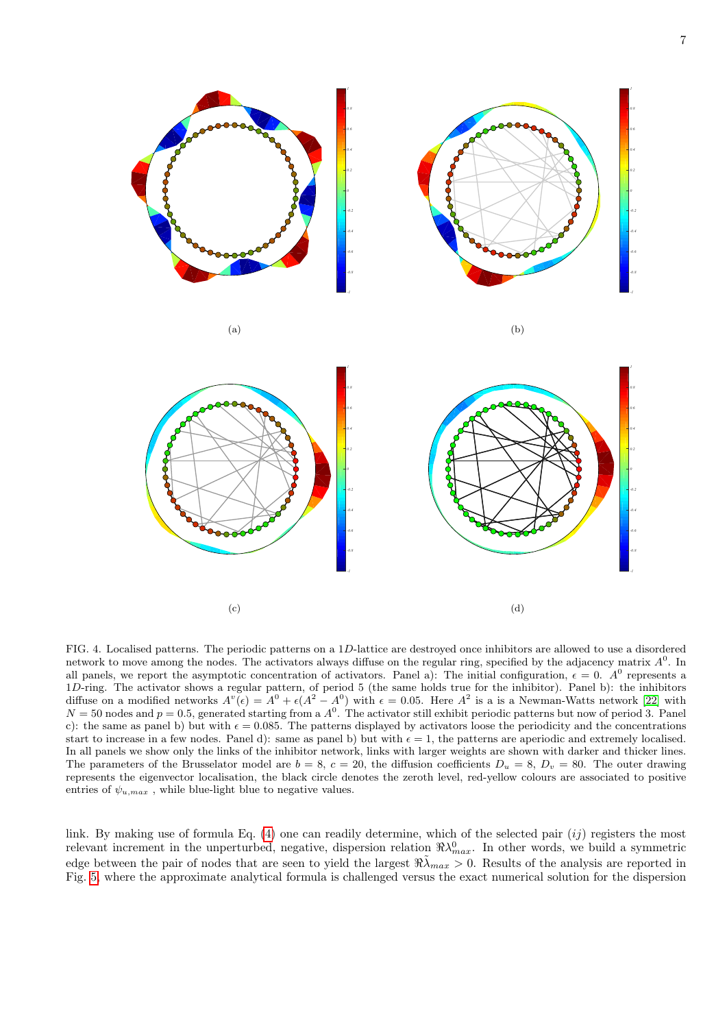(a)

(b)

(c)

(d)

FIG. 4. Localised patterns. The periodic patterns on a $1D$-lattice are destroyed once inhibitors are allowed to use a disordered network to move among the nodes. The activators always diffuse on the regular ring, specified by the adjacency matrix $A^0$. In all panels, we report the asymptotic concentration of activators. Panel a): The initial configuration, $\epsilon = 0$. $A^0$ represents a $1D$-ring. The activator shows a regular pattern, of period 5 (the same holds true for the inhibitor). Panel b): the inhibitors diffuse on a modified networks $A^v(\epsilon) = A^0 + \epsilon(A^2 - A^0)$ with $\epsilon = 0.05$. Here $A^2$ is a is a Newman-Watts network [22] with $N = 50$ nodes and $p = 0.5$, generated starting from a $A^0$. The activator still exhibit periodic patterns but now of period 3. Panel c): the same as panel b) but with $\epsilon = 0.085$. The patterns displayed by activators loose the periodicity and the concentrations start to increase in a few nodes. Panel d): same as panel b) but with $\epsilon = 1$, the patterns are aperiodic and extremely localised. In all panels we show only the links of the inhibitor network, links with larger weights are shown with darker and thicker lines. The parameters of the Brusselator model are $b = 8$, $c = 20$, the diffusion coefficients $D_u = 8$, $D_v = 80$. The outer drawing represents the eigenvector localisation, the black circle denotes the zeroth level, red-yellow colours are associated to positive entries of $\psi_{u,max}$ , while blue-light blue to negative values.

link. By making use of formula Eq. (4) one can readily determine, which of the selected pair $(ij)$ registers the most relevant increment in the unperturbed, negative, dispersion relation $\Re\lambda^0_{max}$. In other words, we build a symmetric edge between the pair of nodes that are seen to yield the largest $\Re\tilde{\lambda}_{max} > 0$. Results of the analysis are reported in Fig. 5, where the approximate analytical formula is challenged versus the exact numerical solution for the dispersion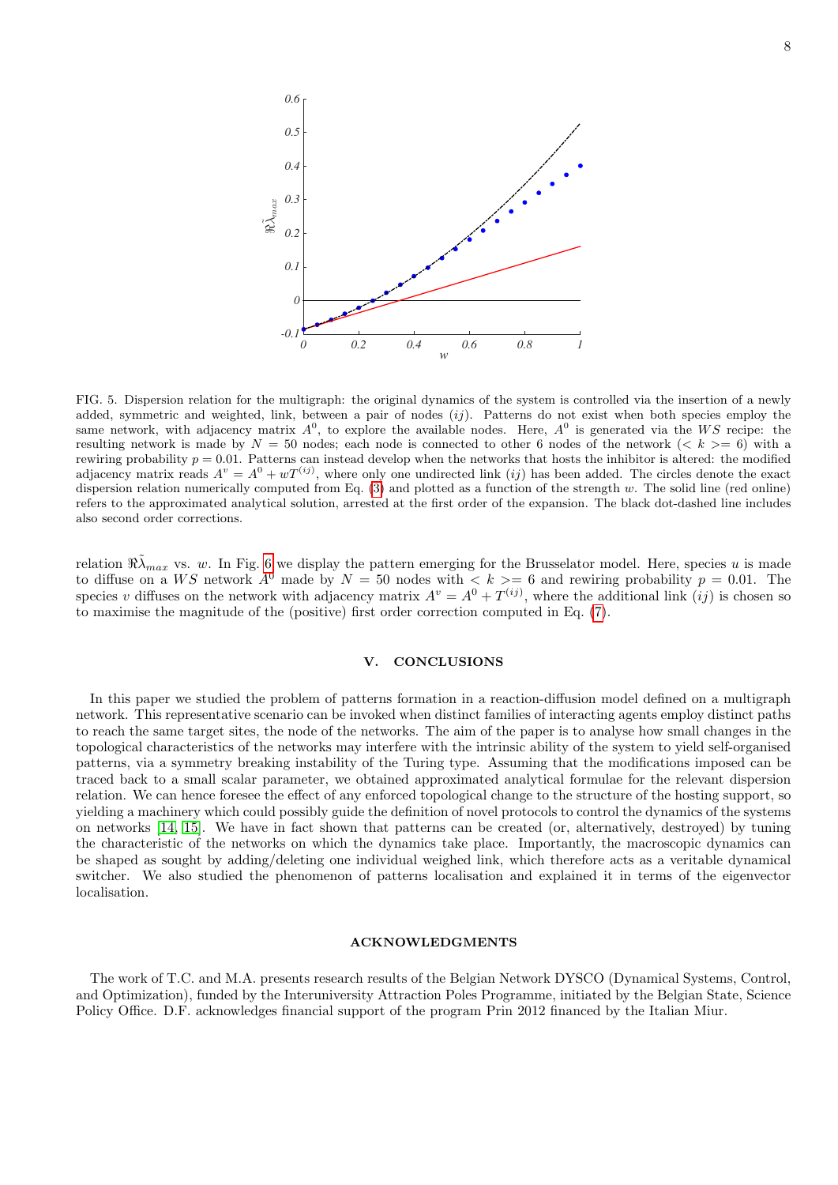FIG. 5. Dispersion relation for the multigraph: the original dynamics of the system is controlled via the insertion of a newly added, symmetric and weighted, link, between a pair of nodes $(ij)$. Patterns do not exist when both species employ the same network, with adjacency matrix $A^0$, to explore the available nodes. Here, $A^0$ is generated via the $WS$ recipe: the resulting network is made by $N = 50$ nodes; each node is connected to other 6 nodes of the network ($< k >= 6$) with a rewiring probability $p = 0.01$. Patterns can instead develop when the networks that hosts the inhibitor is altered: the modified adjacency matrix reads $A^v = A^0 + wT^{(ij)}$, where only one undirected link $(ij)$ has been added. The circles denote the exact dispersion relation numerically computed from Eq. (3) and plotted as a function of the strength $w$. The solid line (red online) refers to the approximated analytical solution, arrested at the first order of the expansion. The black dot-dashed line includes also second order corrections.

relation $\Re\tilde{\lambda}_{max}$ vs. $w$. In Fig. 6 we display the pattern emerging for the Brusselator model. Here, species $u$ is made to diffuse on a $WS$ network $A^0$ made by $N = 50$ nodes with $< k >= 6$ and rewiring probability $p = 0.01$. The species $v$ diffuses on the network with adjacency matrix $A^v = A^0 + T^{(ij)}$, where the additional link $(ij)$ is chosen so to maximise the magnitude of the (positive) first order correction computed in Eq. (7).

## V. CONCLUSIONS

In this paper we studied the problem of patterns formation in a reaction-diffusion model defined on a multigraph network. This representative scenario can be invoked when distinct families of interacting agents employ distinct paths to reach the same target sites, the node of the networks. The aim of the paper is to analyse how small changes in the topological characteristics of the networks may interfere with the intrinsic ability of the system to yield self-organised patterns, via a symmetry breaking instability of the Turing type. Assuming that the modifications imposed can be traced back to a small scalar parameter, we obtained approximated analytical formulae for the relevant dispersion relation. We can hence foresee the effect of any enforced topological change to the structure of the hosting support, so yielding a machinery which could possibly guide the definition of novel protocols to control the dynamics of the systems on networks [14, 15]. We have in fact shown that patterns can be created (or, alternatively, destroyed) by tuning the characteristic of the networks on which the dynamics take place. Importantly, the macroscopic dynamics can be shaped as sought by adding/deleting one individual weighed link, which therefore acts as a veritable dynamical switcher. We also studied the phenomenon of patterns localisation and explained it in terms of the eigenvector localisation.

## ACKNOWLEDGMENTS

The work of T.C. and M.A. presents research results of the Belgian Network DYSCO (Dynamical Systems, Control, and Optimization), funded by the Interuniversity Attraction Poles Programme, initiated by the Belgian State, Science Policy Office. D.F. acknowledges financial support of the program Prin 2012 financed by the Italian Miur.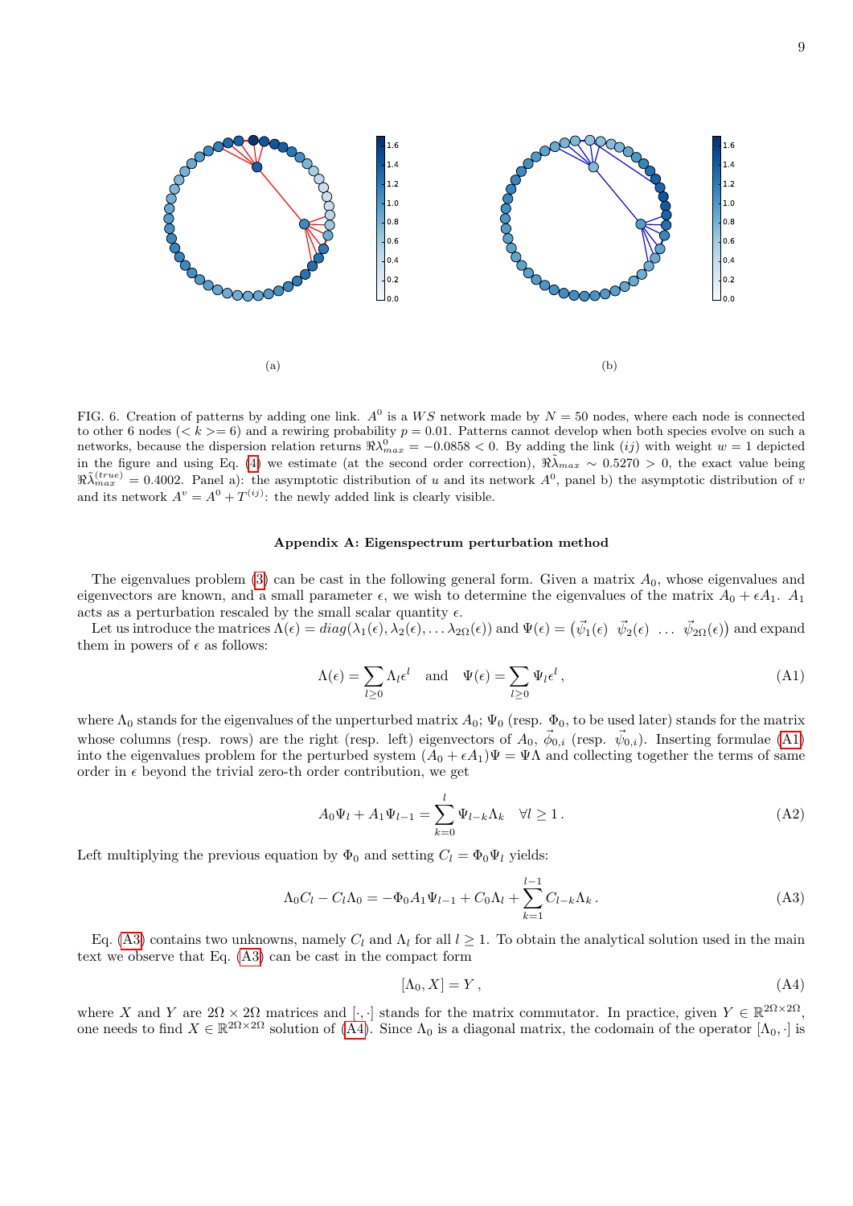(a)

(b)

FIG. 6. Creation of patterns by adding one link. $A^0$ is a $WS$ network made by $N = 50$ nodes, where each node is connected to other 6 nodes ($< k >= 6$) and a rewiring probability $p = 0.01$. Patterns cannot develop when both species evolve on such a networks, because the dispersion relation returns $\Re\lambda^0_{max} = -0.0858 < 0$. By adding the link $(ij)$ with weight $w = 1$ depicted in the figure and using Eq. (4) we estimate (at the second order correction), $\Re\tilde{\lambda}_{max} \sim 0.5270 > 0$, the exact value being $\Re\tilde{\lambda}^{(true)}_{max} = 0.4002$. Panel a): the asymptotic distribution of $u$ and its network $A^0$, panel b) the asymptotic distribution of $v$ and its network $A^v = A^0 + T^{(ij)}$: the newly added link is clearly visible.

### Appendix A: Eigenspectrum perturbation method

The eigenvalues problem (3) can be cast in the following general form. Given a matrix $A_0$, whose eigenvalues and eigenvectors are known, and a small parameter $\epsilon$, we wish to determine the eigenvalues of the matrix $A_0 + \epsilon A_1$. $A_1$ acts as a perturbation rescaled by the small scalar quantity $\epsilon$.

Let us introduce the matrices $\Lambda(\epsilon) = diag(\lambda_1(\epsilon), \lambda_2(\epsilon), \ldots \lambda_{2\Omega}(\epsilon))$ and $\Psi(\epsilon) = \begin{pmatrix} \vec{\psi}_1(\epsilon) & \vec{\psi}_2(\epsilon) & \ldots & \vec{\psi}_{2\Omega}(\epsilon) \end{pmatrix}$ and expand them in powers of $\epsilon$ as follows:

$$\Lambda(\epsilon) = \sum_{l \geq 0} \Lambda_l \epsilon^l \quad \text{and} \quad \Psi(\epsilon) = \sum_{l \geq 0} \Psi_l \epsilon^l \,, \tag{A1}$$

where $\Lambda_0$ stands for the eigenvalues of the unperturbed matrix $A_0$; $\Psi_0$ (resp. $\Phi_0$, to be used later) stands for the matrix whose columns (resp. rows) are the right (resp. left) eigenvectors of $A_0$, $\vec{\phi}_{0,i}$ (resp. $\vec{\psi}_{0,i}$). Inserting formulae (A1) into the eigenvalues problem for the perturbed system $(A_0 + \epsilon A_1)\Psi = \Psi\Lambda$ and collecting together the terms of same order in $\epsilon$ beyond the trivial zero-th order contribution, we get

$$A_0 \Psi_l + A_1 \Psi_{l-1} = \sum_{k=0}^{l} \Psi_{l-k} \Lambda_k \quad \forall l \geq 1 \,. \tag{A2}$$

Left multiplying the previous equation by $\Phi_0$ and setting $C_l = \Phi_0 \Psi_l$ yields:

$$\Lambda_0 C_l - C_l \Lambda_0 = -\Phi_0 A_1 \Psi_{l-1} + C_0 \Lambda_l + \sum_{k=1}^{l-1} C_{l-k} \Lambda_k \,. \tag{A3}$$

Eq. (A3) contains two unknowns, namely $C_l$ and $\Lambda_l$ for all $l \geq 1$. To obtain the analytical solution used in the main text we observe that Eq. (A3) can be cast in the compact form

$$[\Lambda_0, X] = Y \,, \tag{A4}$$

where $X$ and $Y$ are $2\Omega \times 2\Omega$ matrices and $[\cdot, \cdot]$ stands for the matrix commutator. In practice, given $Y \in \mathbb{R}^{2\Omega \times 2\Omega}$, one needs to find $X \in \mathbb{R}^{2\Omega \times 2\Omega}$ solution of (A4). Since $\Lambda_0$ is a diagonal matrix, the codomain of the operator $[\Lambda_0, \cdot]$ is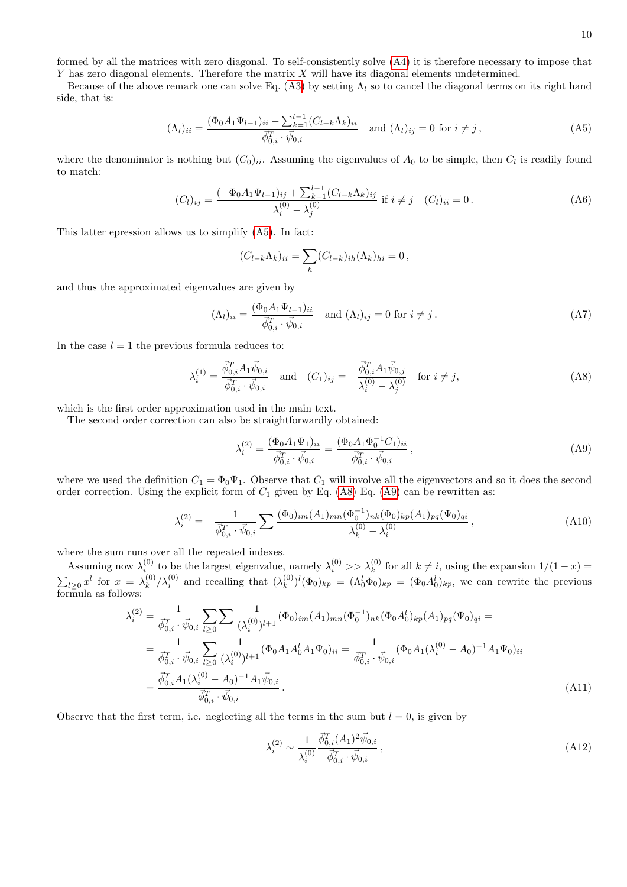formed by all the matrices with zero diagonal. To self-consistently solve (A4) it is therefore necessary to impose that $Y$ has zero diagonal elements. Therefore the matrix $X$ will have its diagonal elements undetermined.

Because of the above remark one can solve Eq. (A3) by setting $\Lambda_l$ so to cancel the diagonal terms on its right hand side, that is:

$$(\Lambda_l)_{ii} = \frac{(\Phi_0 A_1 \Psi_{l-1})_{ii} - \sum_{k=1}^{l-1}(C_{l-k}\Lambda_k)_{ii}}{\vec{\phi}_{0,i}^T \cdot \vec{\psi}_{0,i}} \quad \text{and } (\Lambda_l)_{ij} = 0 \text{ for } i \neq j\,, \tag{A5}$$

where the denominator is nothing but $(C_0)_{ii}$. Assuming the eigenvalues of $A_0$ to be simple, then $C_l$ is readily found to match:

$$(C_l)_{ij} = \frac{(-\Phi_0 A_1 \Psi_{l-1})_{ij} + \sum_{k=1}^{l-1}(C_{l-k}\Lambda_k)_{ij}}{\lambda_i^{(0)} - \lambda_j^{(0)}} \text{ if } i \neq j \quad (C_l)_{ii} = 0\,. \tag{A6}$$

This latter epression allows us to simplify (A5). In fact:

$$(C_{l-k}\Lambda_k)_{ii} = \sum_h (C_{l-k})_{ih}(\Lambda_k)_{hi} = 0\,,$$

and thus the approximated eigenvalues are given by

$$(\Lambda_l)_{ii} = \frac{(\Phi_0 A_1 \Psi_{l-1})_{ii}}{\vec{\phi}_{0,i}^T \cdot \vec{\psi}_{0,i}} \quad \text{and } (\Lambda_l)_{ij} = 0 \text{ for } i \neq j\,. \tag{A7}$$

In the case $l = 1$ the previous formula reduces to:

$$\lambda_i^{(1)} = \frac{\vec{\phi}_{0,i}^T A_1 \vec{\psi}_{0,i}}{\vec{\phi}_{0,i}^T \cdot \vec{\psi}_{0,i}} \quad \text{and} \quad (C_1)_{ij} = -\frac{\vec{\phi}_{0,i}^T A_1 \vec{\psi}_{0,j}}{\lambda_i^{(0)} - \lambda_j^{(0)}} \quad \text{for } i \neq j, \tag{A8}$$

which is the first order approximation used in the main text.

The second order correction can also be straightforwardly obtained:

$$\lambda_i^{(2)} = \frac{(\Phi_0 A_1 \Psi_1)_{ii}}{\vec{\phi}_{0,i}^T \cdot \vec{\psi}_{0,i}} = \frac{(\Phi_0 A_1 \Phi_0^{-1} C_1)_{ii}}{\vec{\phi}_{0,i}^T \cdot \vec{\psi}_{0,i}}\,, \tag{A9}$$

where we used the definition $C_1 = \Phi_0 \Psi_1$. Observe that $C_1$ will involve all the eigenvectors and so it does the second order correction. Using the explicit form of $C_1$ given by Eq. (A8) Eq. (A9) can be rewritten as:

$$\lambda_i^{(2)} = -\frac{1}{\vec{\phi}_{0,i}^T \cdot \vec{\psi}_{0,i}} \sum \frac{(\Phi_0)_{im}(A_1)_{mn}(\Phi_0^{-1})_{nk}(\Phi_0)_{kp}(A_1)_{pq}(\Psi_0)_{qi}}{\lambda_k^{(0)} - \lambda_i^{(0)}}\,, \tag{A10}$$

where the sum runs over all the repeated indexes.

Assuming now $\lambda_i^{(0)}$ to be the largest eigenvalue, namely $\lambda_i^{(0)} >> \lambda_k^{(0)}$ for all $k \neq i$, using the expansion $1/(1-x) = \sum_{l\geq 0} x^l$ for $x = \lambda_k^{(0)}/\lambda_i^{(0)}$ and recalling that $(\lambda_k^{(0)})^l (\Phi_0)_{kp} = (\Lambda_0^l \Phi_0)_{kp} = (\Phi_0 A_0^l)_{kp}$, we can rewrite the previous formula as follows:

$$\begin{aligned}
\lambda_i^{(2)} &= \frac{1}{\vec{\phi}_{0,i}^T \cdot \vec{\psi}_{0,i}} \sum_{l\geq 0} \sum \frac{1}{(\lambda_i^{(0)})^{l+1}} (\Phi_0)_{im}(A_1)_{mn}(\Phi_0^{-1})_{nk}(\Phi_0 A_0^l)_{kp}(A_1)_{pq}(\Psi_0)_{qi} = \\
&= \frac{1}{\vec{\phi}_{0,i}^T \cdot \vec{\psi}_{0,i}} \sum_{l\geq 0} \frac{1}{(\lambda_i^{(0)})^{l+1}} (\Phi_0 A_1 A_0^l A_1 \Psi_0)_{ii} = \frac{1}{\vec{\phi}_{0,i}^T \cdot \vec{\psi}_{0,i}} (\Phi_0 A_1 (\lambda_i^{(0)} - A_0)^{-1} A_1 \Psi_0)_{ii} \\
&= \frac{\vec{\phi}_{0,i}^T A_1 (\lambda_i^{(0)} - A_0)^{-1} A_1 \vec{\psi}_{0,i}}{\vec{\phi}_{0,i}^T \cdot \vec{\psi}_{0,i}}\,.
\end{aligned} \tag{A11}$$

Observe that the first term, i.e. neglecting all the terms in the sum but $l = 0$, is given by

$$\lambda_i^{(2)} \sim \frac{1}{\lambda_i^{(0)}} \frac{\vec{\phi}_{0,i}^T (A_1)^2 \vec{\psi}_{0,i}}{\vec{\phi}_{0,i}^T \cdot \vec{\psi}_{0,i}}\,, \tag{A12}$$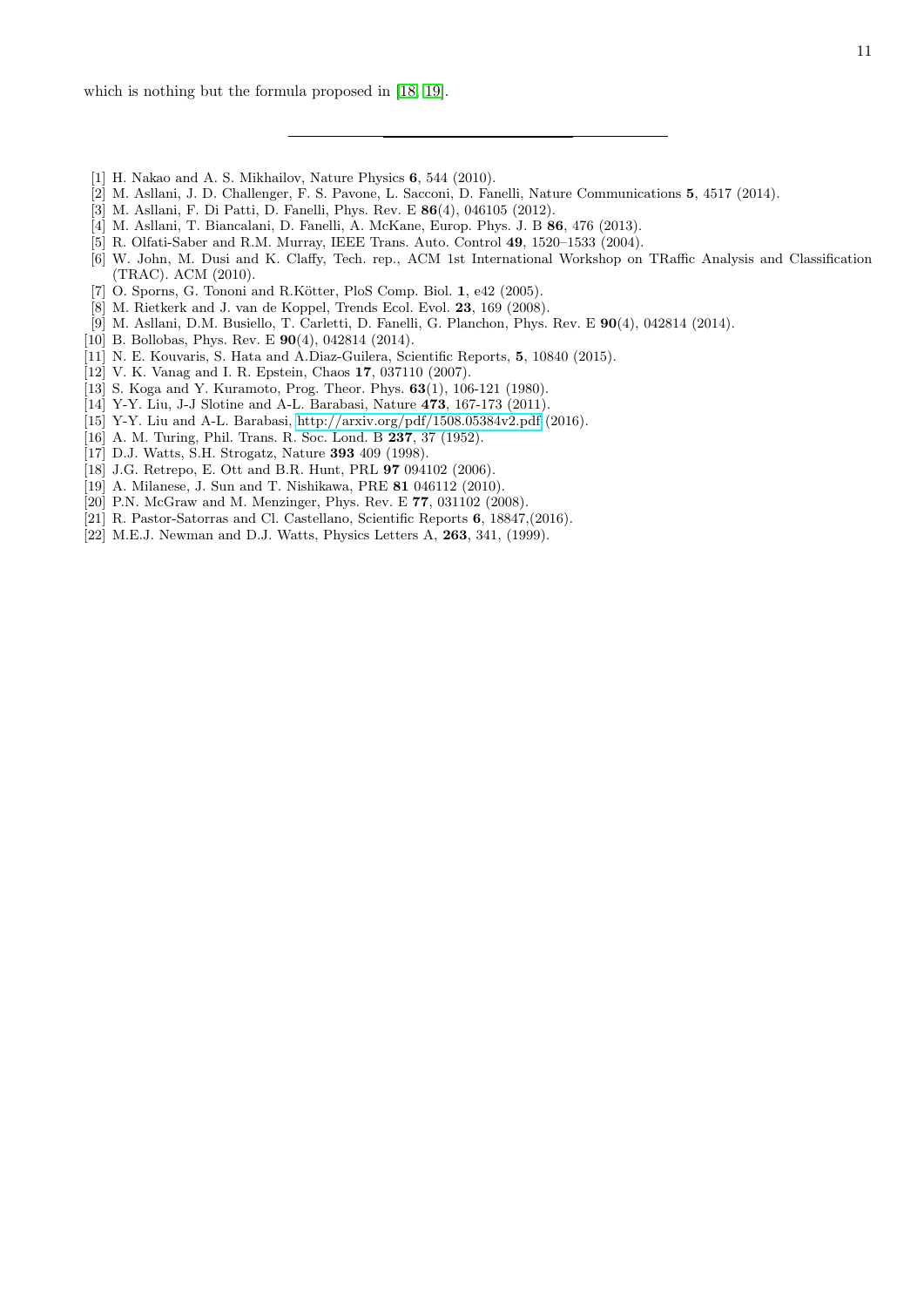which is nothing but the formula proposed in [18, 19].

---

[1] H. Nakao and A. S. Mikhailov, Nature Physics **6**, 544 (2010).
[2] M. Asllani, J. D. Challenger, F. S. Pavone, L. Sacconi, D. Fanelli, Nature Communications **5**, 4517 (2014).
[3] M. Asllani, F. Di Patti, D. Fanelli, Phys. Rev. E **86**(4), 046105 (2012).
[4] M. Asllani, T. Biancalani, D. Fanelli, A. McKane, Europ. Phys. J. B **86**, 476 (2013).
[5] R. Olfati-Saber and R.M. Murray, IEEE Trans. Auto. Control **49**, 1520–1533 (2004).
[6] W. John, M. Dusi and K. Claffy, Tech. rep., ACM 1st International Workshop on TRaffic Analysis and Classification (TRAC). ACM (2010).
[7] O. Sporns, G. Tononi and R.Kötter, PloS Comp. Biol. **1**, e42 (2005).
[8] M. Rietkerk and J. van de Koppel, Trends Ecol. Evol. **23**, 169 (2008).
[9] M. Asllani, D.M. Busiello, T. Carletti, D. Fanelli, G. Planchon, Phys. Rev. E **90**(4), 042814 (2014).
[10] B. Bollobas, Phys. Rev. E **90**(4), 042814 (2014).
[11] N. E. Kouvaris, S. Hata and A.Diaz-Guilera, Scientific Reports, **5**, 10840 (2015).
[12] V. K. Vanag and I. R. Epstein, Chaos **17**, 037110 (2007).
[13] S. Koga and Y. Kuramoto, Prog. Theor. Phys. **63**(1), 106-121 (1980).
[14] Y-Y. Liu, J-J Slotine and A-L. Barabasi, Nature **473**, 167-173 (2011).
[15] Y-Y. Liu and A-L. Barabasi, http://arxiv.org/pdf/1508.05384v2.pdf (2016).
[16] A. M. Turing, Phil. Trans. R. Soc. Lond. B **237**, 37 (1952).
[17] D.J. Watts, S.H. Strogatz, Nature **393** 409 (1998).
[18] J.G. Retrepo, E. Ott and B.R. Hunt, PRL **97** 094102 (2006).
[19] A. Milanese, J. Sun and T. Nishikawa, PRE **81** 046112 (2010).
[20] P.N. McGraw and M. Menzinger, Phys. Rev. E **77**, 031102 (2008).
[21] R. Pastor-Satorras and Cl. Castellano, Scientific Reports **6**, 18847,(2016).
[22] M.E.J. Newman and D.J. Watts, Physics Letters A, **263**, 341, (1999).